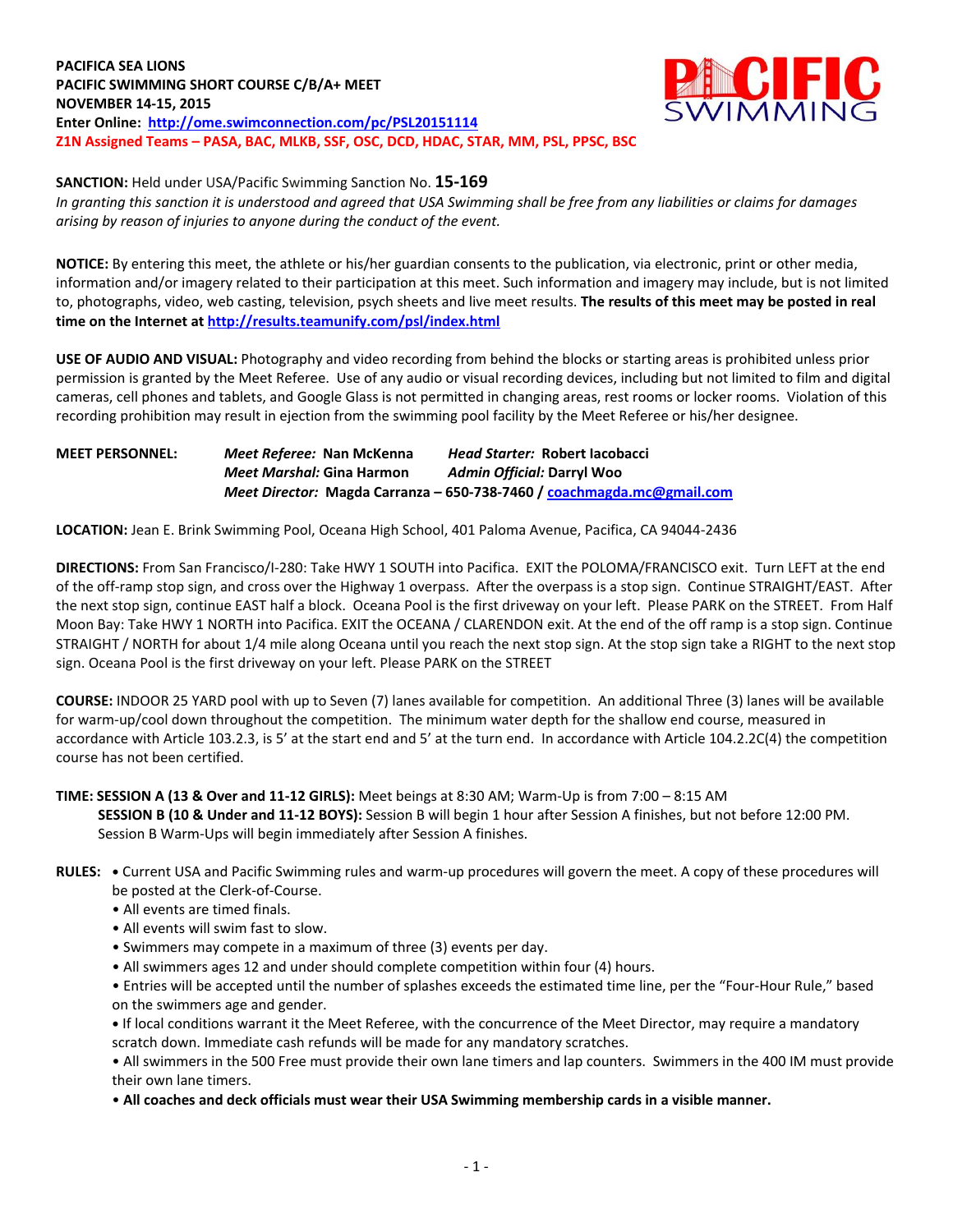**PACIFICA SEA LIONS**
**PACIFIC SWIMMING SHORT COURSE C/B/A+ MEET**
**NOVEMBER 14-15, 2015**
**Enter Online: http://ome.swimconnection.com/pc/PSL20151114**
**Z1N Assigned Teams – PASA, BAC, MLKB, SSF, OSC, DCD, HDAC, STAR, MM, PSL, PPSC, BSC**

**SANCTION:** Held under USA/Pacific Swimming Sanction No. **15-169**
*In granting this sanction it is understood and agreed that USA Swimming shall be free from any liabilities or claims for damages arising by reason of injuries to anyone during the conduct of the event.*

**NOTICE:** By entering this meet, the athlete or his/her guardian consents to the publication, via electronic, print or other media, information and/or imagery related to their participation at this meet. Such information and imagery may include, but is not limited to, photographs, video, web casting, television, psych sheets and live meet results. **The results of this meet may be posted in real time on the Internet at http://results.teamunify.com/psl/index.html**

**USE OF AUDIO AND VISUAL:** Photography and video recording from behind the blocks or starting areas is prohibited unless prior permission is granted by the Meet Referee. Use of any audio or visual recording devices, including but not limited to film and digital cameras, cell phones and tablets, and Google Glass is not permitted in changing areas, rest rooms or locker rooms. Violation of this recording prohibition may result in ejection from the swimming pool facility by the Meet Referee or his/her designee.

**MEET PERSONNEL:** *Meet Referee:* **Nan McKenna** *Head Starter:* **Robert Iacobacci**
*Meet Marshal:* **Gina Harmon** *Admin Official:* **Darryl Woo**
*Meet Director:* **Magda Carranza – 650-738-7460 / coachmagda.mc@gmail.com**

**LOCATION:** Jean E. Brink Swimming Pool, Oceana High School, 401 Paloma Avenue, Pacifica, CA 94044-2436

**DIRECTIONS:** From San Francisco/I-280: Take HWY 1 SOUTH into Pacifica. EXIT the POLOMA/FRANCISCO exit. Turn LEFT at the end of the off-ramp stop sign, and cross over the Highway 1 overpass. After the overpass is a stop sign. Continue STRAIGHT/EAST. After the next stop sign, continue EAST half a block. Oceana Pool is the first driveway on your left. Please PARK on the STREET. From Half Moon Bay: Take HWY 1 NORTH into Pacifica. EXIT the OCEANA / CLARENDON exit. At the end of the off ramp is a stop sign. Continue STRAIGHT / NORTH for about 1/4 mile along Oceana until you reach the next stop sign. At the stop sign take a RIGHT to the next stop sign. Oceana Pool is the first driveway on your left. Please PARK on the STREET

**COURSE:** INDOOR 25 YARD pool with up to Seven (7) lanes available for competition. An additional Three (3) lanes will be available for warm-up/cool down throughout the competition. The minimum water depth for the shallow end course, measured in accordance with Article 103.2.3, is 5' at the start end and 5' at the turn end. In accordance with Article 104.2.2C(4) the competition course has not been certified.

**TIME: SESSION A (13 & Over and 11-12 GIRLS):** Meet beings at 8:30 AM; Warm-Up is from 7:00 – 8:15 AM
**SESSION B (10 & Under and 11-12 BOYS):** Session B will begin 1 hour after Session A finishes, but not before 12:00 PM. Session B Warm-Ups will begin immediately after Session A finishes.

**RULES:**
- Current USA and Pacific Swimming rules and warm-up procedures will govern the meet. A copy of these procedures will be posted at the Clerk-of-Course.
- All events are timed finals.
- All events will swim fast to slow.
- Swimmers may compete in a maximum of three (3) events per day.
- All swimmers ages 12 and under should complete competition within four (4) hours.
- Entries will be accepted until the number of splashes exceeds the estimated time line, per the "Four-Hour Rule," based on the swimmers age and gender.
- If local conditions warrant it the Meet Referee, with the concurrence of the Meet Director, may require a mandatory scratch down. Immediate cash refunds will be made for any mandatory scratches.
- All swimmers in the 500 Free must provide their own lane timers and lap counters. Swimmers in the 400 IM must provide their own lane timers.
- **All coaches and deck officials must wear their USA Swimming membership cards in a visible manner.**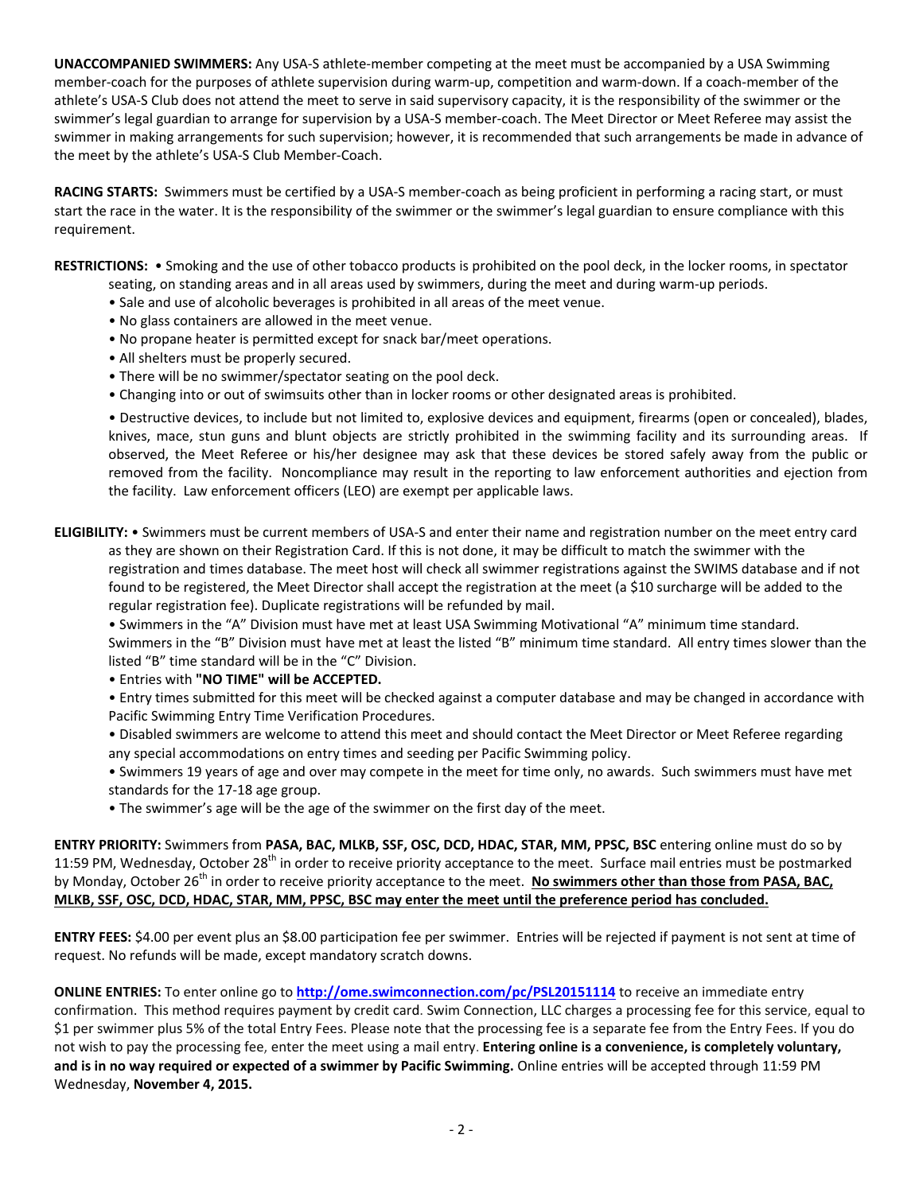**UNACCOMPANIED SWIMMERS:** Any USA-S athlete-member competing at the meet must be accompanied by a USA Swimming member-coach for the purposes of athlete supervision during warm-up, competition and warm-down. If a coach-member of the athlete's USA-S Club does not attend the meet to serve in said supervisory capacity, it is the responsibility of the swimmer or the swimmer's legal guardian to arrange for supervision by a USA-S member-coach. The Meet Director or Meet Referee may assist the swimmer in making arrangements for such supervision; however, it is recommended that such arrangements be made in advance of the meet by the athlete's USA-S Club Member-Coach.

**RACING STARTS:** Swimmers must be certified by a USA-S member-coach as being proficient in performing a racing start, or must start the race in the water. It is the responsibility of the swimmer or the swimmer's legal guardian to ensure compliance with this requirement.

**RESTRICTIONS:**
- Smoking and the use of other tobacco products is prohibited on the pool deck, in the locker rooms, in spectator seating, on standing areas and in all areas used by swimmers, during the meet and during warm-up periods.
- Sale and use of alcoholic beverages is prohibited in all areas of the meet venue.
- No glass containers are allowed in the meet venue.
- No propane heater is permitted except for snack bar/meet operations.
- All shelters must be properly secured.
- There will be no swimmer/spectator seating on the pool deck.
- Changing into or out of swimsuits other than in locker rooms or other designated areas is prohibited.
- Destructive devices, to include but not limited to, explosive devices and equipment, firearms (open or concealed), blades, knives, mace, stun guns and blunt objects are strictly prohibited in the swimming facility and its surrounding areas. If observed, the Meet Referee or his/her designee may ask that these devices be stored safely away from the public or removed from the facility. Noncompliance may result in the reporting to law enforcement authorities and ejection from the facility. Law enforcement officers (LEO) are exempt per applicable laws.

**ELIGIBILITY:**
- Swimmers must be current members of USA-S and enter their name and registration number on the meet entry card as they are shown on their Registration Card. If this is not done, it may be difficult to match the swimmer with the registration and times database. The meet host will check all swimmer registrations against the SWIMS database and if not found to be registered, the Meet Director shall accept the registration at the meet (a $10 surcharge will be added to the regular registration fee). Duplicate registrations will be refunded by mail.
- Swimmers in the "A" Division must have met at least USA Swimming Motivational "A" minimum time standard. Swimmers in the "B" Division must have met at least the listed "B" minimum time standard. All entry times slower than the listed "B" time standard will be in the "C" Division.
- Entries with **"NO TIME" will be ACCEPTED.**
- Entry times submitted for this meet will be checked against a computer database and may be changed in accordance with Pacific Swimming Entry Time Verification Procedures.
- Disabled swimmers are welcome to attend this meet and should contact the Meet Director or Meet Referee regarding any special accommodations on entry times and seeding per Pacific Swimming policy.
- Swimmers 19 years of age and over may compete in the meet for time only, no awards. Such swimmers must have met standards for the 17-18 age group.
- The swimmer's age will be the age of the swimmer on the first day of the meet.

**ENTRY PRIORITY:** Swimmers from **PASA, BAC, MLKB, SSF, OSC, DCD, HDAC, STAR, MM, PPSC, BSC** entering online must do so by 11:59 PM, Wednesday, October 28th in order to receive priority acceptance to the meet. Surface mail entries must be postmarked by Monday, October 26th in order to receive priority acceptance to the meet. **No swimmers other than those from PASA, BAC, MLKB, SSF, OSC, DCD, HDAC, STAR, MM, PPSC, BSC may enter the meet until the preference period has concluded.**

**ENTRY FEES:** $4.00 per event plus an $8.00 participation fee per swimmer. Entries will be rejected if payment is not sent at time of request. No refunds will be made, except mandatory scratch downs.

**ONLINE ENTRIES:** To enter online go to **http://ome.swimconnection.com/pc/PSL20151114** to receive an immediate entry confirmation. This method requires payment by credit card. Swim Connection, LLC charges a processing fee for this service, equal to $1 per swimmer plus 5% of the total Entry Fees. Please note that the processing fee is a separate fee from the Entry Fees. If you do not wish to pay the processing fee, enter the meet using a mail entry. **Entering online is a convenience, is completely voluntary, and is in no way required or expected of a swimmer by Pacific Swimming.** Online entries will be accepted through 11:59 PM Wednesday, **November 4, 2015.**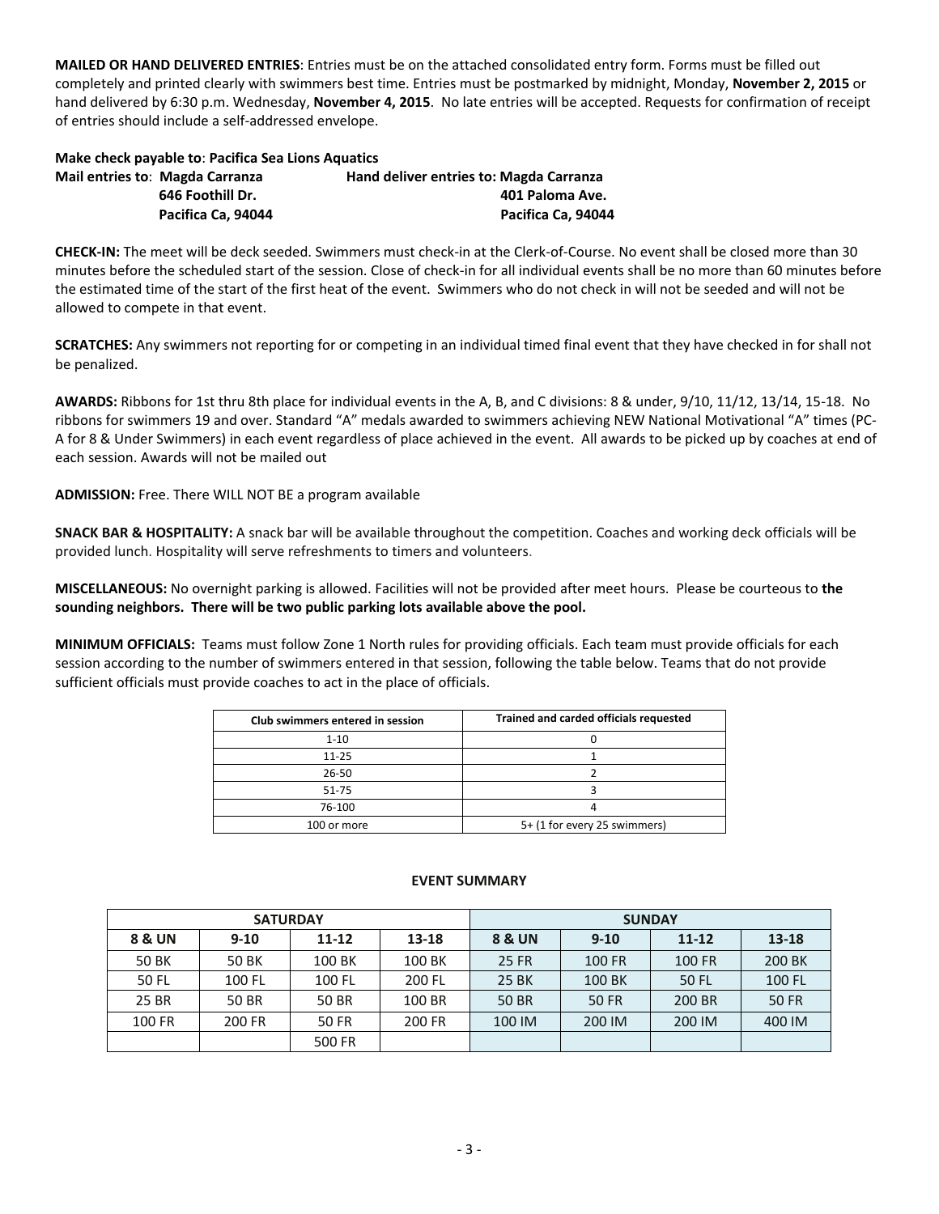**MAILED OR HAND DELIVERED ENTRIES**: Entries must be on the attached consolidated entry form. Forms must be filled out completely and printed clearly with swimmers best time. Entries must be postmarked by midnight, Monday, **November 2, 2015** or hand delivered by 6:30 p.m. Wednesday, **November 4, 2015**. No late entries will be accepted. Requests for confirmation of receipt of entries should include a self-addressed envelope.

**Make check payable to**: **Pacifica Sea Lions Aquatics**

**Mail entries to**: **Magda Carranza**
**646 Foothill Dr.**
**Pacifica Ca, 94044**

**Hand deliver entries to: Magda Carranza**
**401 Paloma Ave.**
**Pacifica Ca, 94044**

**CHECK-IN:** The meet will be deck seeded. Swimmers must check-in at the Clerk-of-Course. No event shall be closed more than 30 minutes before the scheduled start of the session. Close of check-in for all individual events shall be no more than 60 minutes before the estimated time of the start of the first heat of the event. Swimmers who do not check in will not be seeded and will not be allowed to compete in that event.

**SCRATCHES:** Any swimmers not reporting for or competing in an individual timed final event that they have checked in for shall not be penalized.

**AWARDS:** Ribbons for 1st thru 8th place for individual events in the A, B, and C divisions: 8 & under, 9/10, 11/12, 13/14, 15-18. No ribbons for swimmers 19 and over. Standard "A" medals awarded to swimmers achieving NEW National Motivational "A" times (PC-A for 8 & Under Swimmers) in each event regardless of place achieved in the event. All awards to be picked up by coaches at end of each session. Awards will not be mailed out

**ADMISSION:** Free. There WILL NOT BE a program available

**SNACK BAR & HOSPITALITY:** A snack bar will be available throughout the competition. Coaches and working deck officials will be provided lunch. Hospitality will serve refreshments to timers and volunteers.

**MISCELLANEOUS:** No overnight parking is allowed. Facilities will not be provided after meet hours. Please be courteous to **the sounding neighbors. There will be two public parking lots available above the pool.**

**MINIMUM OFFICIALS:** Teams must follow Zone 1 North rules for providing officials. Each team must provide officials for each session according to the number of swimmers entered in that session, following the table below. Teams that do not provide sufficient officials must provide coaches to act in the place of officials.

| Club swimmers entered in session | Trained and carded officials requested |
|---|---|
| 1-10 | 0 |
| 11-25 | 1 |
| 26-50 | 2 |
| 51-75 | 3 |
| 76-100 | 4 |
| 100 or more | 5+ (1 for every 25 swimmers) |

**EVENT SUMMARY**

| SATURDAY | | | | SUNDAY | | | |
|---|---|---|---|---|---|---|---|
| **8 & UN** | **9-10** | **11-12** | **13-18** | **8 & UN** | **9-10** | **11-12** | **13-18** |
| 50 BK | 50 BK | 100 BK | 100 BK | 25 FR | 100 FR | 100 FR | 200 BK |
| 50 FL | 100 FL | 100 FL | 200 FL | 25 BK | 100 BK | 50 FL | 100 FL |
| 25 BR | 50 BR | 50 BR | 100 BR | 50 BR | 50 FR | 200 BR | 50 FR |
| 100 FR | 200 FR | 50 FR | 200 FR | 100 IM | 200 IM | 200 IM | 400 IM |
| | | 500 FR | | | | | |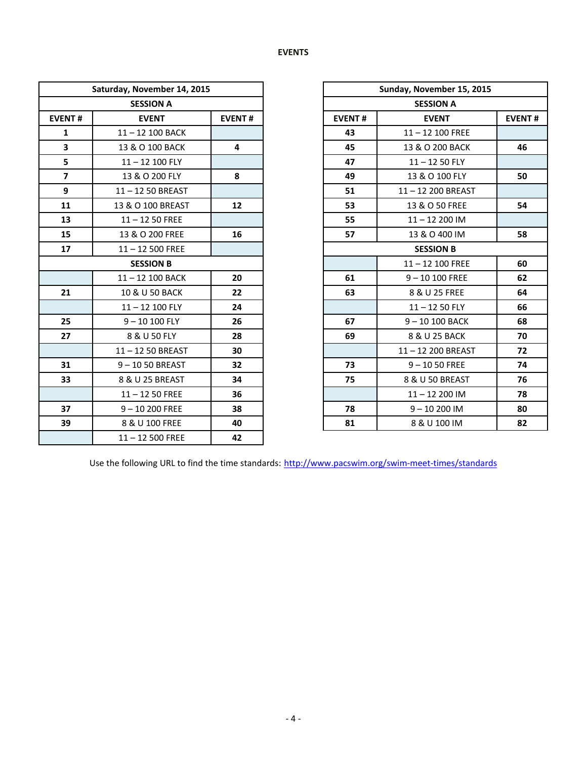# EVENTS

| Saturday, November 14, 2015 | | |
|---|---|---|
| **SESSION A** | | |
| **EVENT #** | **EVENT** | **EVENT #** |
| **1** | 11 – 12 100 BACK | |
| **3** | 13 & O 100 BACK | **4** |
| **5** | 11 – 12 100 FLY | |
| **7** | 13 & O 200 FLY | **8** |
| **9** | 11 – 12 50 BREAST | |
| **11** | 13 & O 100 BREAST | **12** |
| **13** | 11 – 12 50 FREE | |
| **15** | 13 & O 200 FREE | **16** |
| **17** | 11 – 12 500 FREE | |
| **SESSION B** | | |
| | 11 – 12 100 BACK | **20** |
| **21** | 10 & U 50 BACK | **22** |
| | 11 – 12 100 FLY | **24** |
| **25** | 9 – 10 100 FLY | **26** |
| **27** | 8 & U 50 FLY | **28** |
| | 11 – 12 50 BREAST | **30** |
| **31** | 9 – 10 50 BREAST | **32** |
| **33** | 8 & U 25 BREAST | **34** |
| | 11 – 12 50 FREE | **36** |
| **37** | 9 – 10 200 FREE | **38** |
| **39** | 8 & U 100 FREE | **40** |
| | 11 – 12 500 FREE | **42** |

| Sunday, November 15, 2015 | | |
|---|---|---|
| **SESSION A** | | |
| **EVENT #** | **EVENT** | **EVENT #** |
| **43** | 11 – 12 100 FREE | |
| **45** | 13 & O 200 BACK | **46** |
| **47** | 11 – 12 50 FLY | |
| **49** | 13 & O 100 FLY | **50** |
| **51** | 11 – 12 200 BREAST | |
| **53** | 13 & O 50 FREE | **54** |
| **55** | 11 – 12 200 IM | |
| **57** | 13 & O 400 IM | **58** |
| **SESSION B** | | |
| | 11 – 12 100 FREE | **60** |
| **61** | 9 – 10 100 FREE | **62** |
| **63** | 8 & U 25 FREE | **64** |
| | 11 – 12 50 FLY | **66** |
| **67** | 9 – 10 100 BACK | **68** |
| **69** | 8 & U 25 BACK | **70** |
| | 11 – 12 200 BREAST | **72** |
| **73** | 9 – 10 50 FREE | **74** |
| **75** | 8 & U 50 BREAST | **76** |
| | 11 – 12 200 IM | **78** |
| **78** | 9 – 10 200 IM | **80** |
| **81** | 8 & U 100 IM | **82** |

Use the following URL to find the time standards: http://www.pacswim.org/swim-meet-times/standards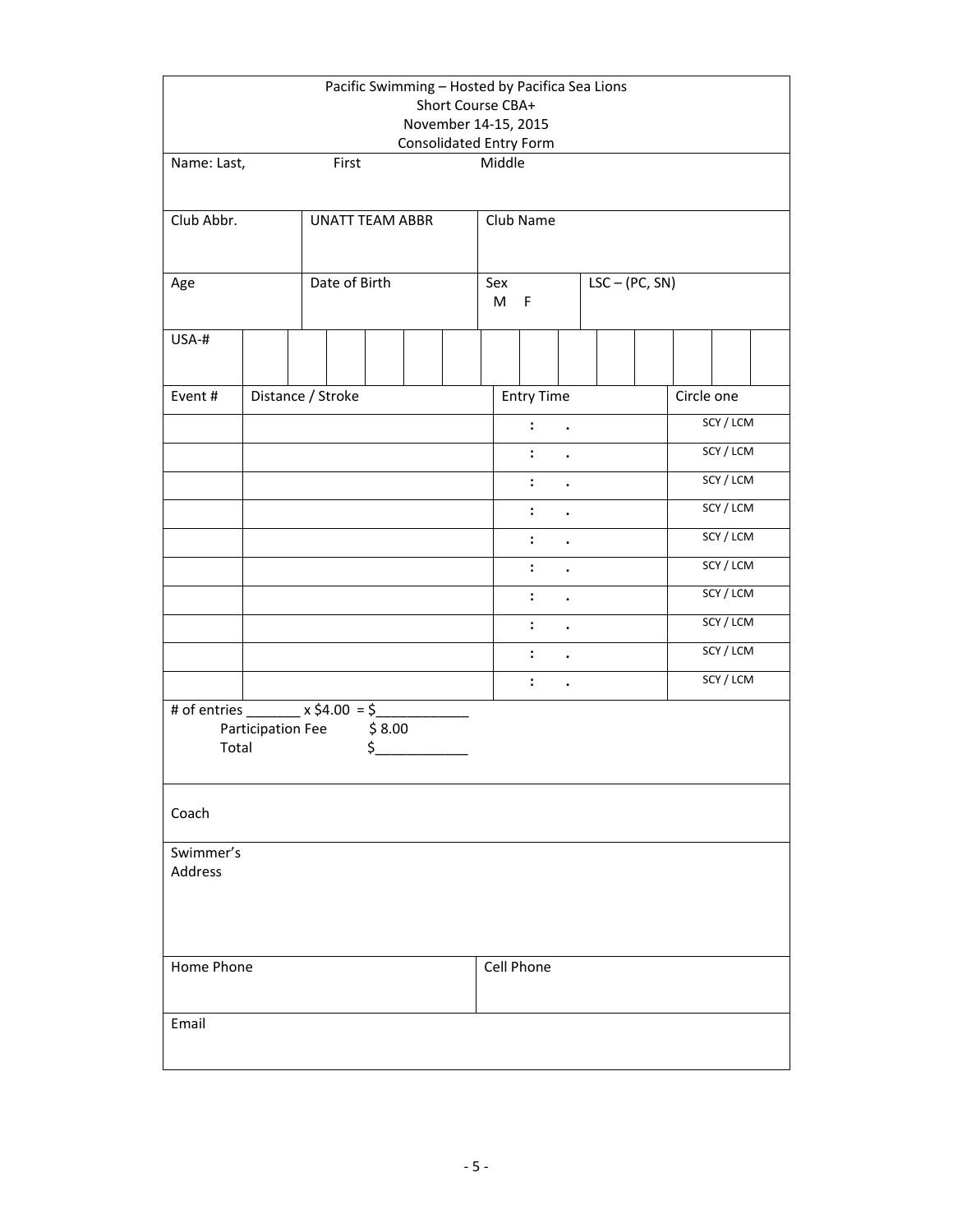Pacific Swimming – Hosted by Pacifica Sea Lions
Short Course CBA+
November 14-15, 2015
Consolidated Entry Form

| | | | |
|---|---|---|---|
| Name: Last, | First | Middle | |
| Club Abbr. | UNATT TEAM ABBR | Club Name | |
| Age | Date of Birth | Sex M F | LSC – (PC, SN) |
| USA-# | | | |

| Event # | Distance / Stroke | Entry Time | Circle one |
|---|---|---|---|
| | | : . | SCY / LCM |
| | | : . | SCY / LCM |
| | | : . | SCY / LCM |
| | | : . | SCY / LCM |
| | | : . | SCY / LCM |
| | | : . | SCY / LCM |
| | | : . | SCY / LCM |
| | | : . | SCY / LCM |
| | | : . | SCY / LCM |
| | | : . | SCY / LCM |

# of entries _______ x $4.00 = $____________
Participation Fee $ 8.00
Total $____________

| | |
|---|---|
| Coach | |
| Swimmer's Address | |
| Home Phone | Cell Phone |
| Email | |